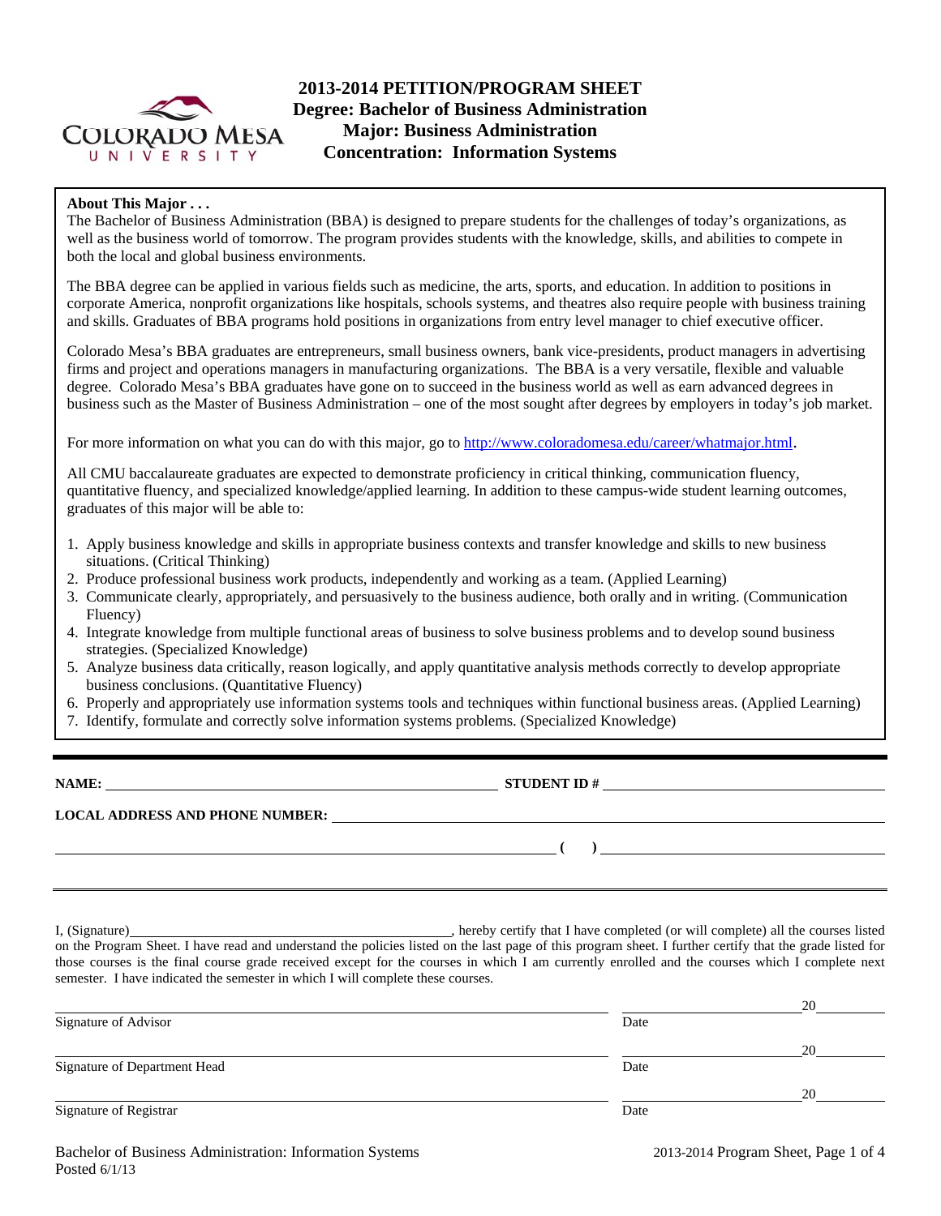# 2013-2014 PETITION/PROGRAM SHEET
## Degree: Bachelor of Business Administration
## Major: Business Administration
## Concentration: Information Systems

**About This Major . . .**

The Bachelor of Business Administration (BBA) is designed to prepare students for the challenges of today's organizations, as well as the business world of tomorrow. The program provides students with the knowledge, skills, and abilities to compete in both the local and global business environments.

The BBA degree can be applied in various fields such as medicine, the arts, sports, and education. In addition to positions in corporate America, nonprofit organizations like hospitals, schools systems, and theatres also require people with business training and skills. Graduates of BBA programs hold positions in organizations from entry level manager to chief executive officer.

Colorado Mesa's BBA graduates are entrepreneurs, small business owners, bank vice-presidents, product managers in advertising firms and project and operations managers in manufacturing organizations. The BBA is a very versatile, flexible and valuable degree. Colorado Mesa's BBA graduates have gone on to succeed in the business world as well as earn advanced degrees in business such as the Master of Business Administration – one of the most sought after degrees by employers in today's job market.

For more information on what you can do with this major, go to http://www.coloradomesa.edu/career/whatmajor.html.

All CMU baccalaureate graduates are expected to demonstrate proficiency in critical thinking, communication fluency, quantitative fluency, and specialized knowledge/applied learning. In addition to these campus-wide student learning outcomes, graduates of this major will be able to:

1. Apply business knowledge and skills in appropriate business contexts and transfer knowledge and skills to new business situations. (Critical Thinking)
2. Produce professional business work products, independently and working as a team. (Applied Learning)
3. Communicate clearly, appropriately, and persuasively to the business audience, both orally and in writing. (Communication Fluency)
4. Integrate knowledge from multiple functional areas of business to solve business problems and to develop sound business strategies. (Specialized Knowledge)
5. Analyze business data critically, reason logically, and apply quantitative analysis methods correctly to develop appropriate business conclusions. (Quantitative Fluency)
6. Properly and appropriately use information systems tools and techniques within functional business areas. (Applied Learning)
7. Identify, formulate and correctly solve information systems problems. (Specialized Knowledge)

---

**NAME:** ______________________________ **STUDENT ID #** ______________________________

**LOCAL ADDRESS AND PHONE NUMBER:** ______________________________

______________________________ **( )** ______________________________

---

I, (Signature)______________________________, hereby certify that I have completed (or will complete) all the courses listed on the Program Sheet. I have read and understand the policies listed on the last page of this program sheet. I further certify that the grade listed for those courses is the final course grade received except for the courses in which I am currently enrolled and the courses which I complete next semester. I have indicated the semester in which I will complete these courses.

______________________________ ______________ 20______
Signature of Advisor Date

______________________________ ______________ 20______
Signature of Department Head Date

______________________________ ______________ 20______
Signature of Registrar Date

Bachelor of Business Administration: Information Systems
Posted 6/1/13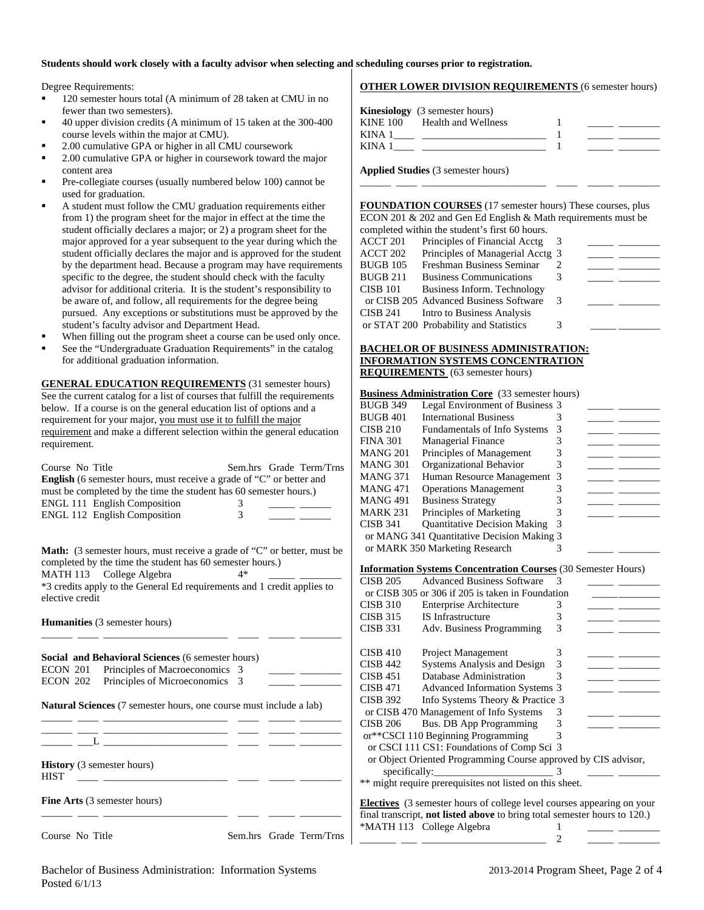**Students should work closely with a faculty advisor when selecting and scheduling courses prior to registration.**

Degree Requirements:

- 120 semester hours total (A minimum of 28 taken at CMU in no fewer than two semesters).
- 40 upper division credits (A minimum of 15 taken at the 300-400 course levels within the major at CMU).
- 2.00 cumulative GPA or higher in all CMU coursework
- 2.00 cumulative GPA or higher in coursework toward the major content area
- Pre-collegiate courses (usually numbered below 100) cannot be used for graduation.
- A student must follow the CMU graduation requirements either from 1) the program sheet for the major in effect at the time the student officially declares a major; or 2) a program sheet for the major approved for a year subsequent to the year during which the student officially declares the major and is approved for the student by the department head. Because a program may have requirements specific to the degree, the student should check with the faculty advisor for additional criteria. It is the student's responsibility to be aware of, and follow, all requirements for the degree being pursued. Any exceptions or substitutions must be approved by the student's faculty advisor and Department Head.
- When filling out the program sheet a course can be used only once.
- See the "Undergraduate Graduation Requirements" in the catalog for additional graduation information.

**GENERAL EDUCATION REQUIREMENTS** (31 semester hours) See the current catalog for a list of courses that fulfill the requirements below. If a course is on the general education list of options and a requirement for your major, you must use it to fulfill the major requirement and make a different selection within the general education requirement.

| Course No | Title | Sem.hrs | Grade | Term/Trns |
|---|---|---|---|---|
| **English** (6 semester hours, must receive a grade of "C" or better and must be completed by the time the student has 60 semester hours.) | | | | |
| ENGL 111 | English Composition | 3 | _____ | ______ |
| ENGL 112 | English Composition | 3 | _____ | ______ |
| **Math:** (3 semester hours, must receive a grade of "C" or better, must be completed by the time the student has 60 semester hours.) | | | | |
| MATH 113 | College Algebra | 4* | _____ | ________ |
| *3 credits apply to the General Ed requirements and 1 credit applies to elective credit | | | | |
| **Humanities** (3 semester hours) | | | | |
| ______ ____ | ________________________ | ____ | _____ | ________ |
| **Social and Behavioral Sciences** (6 semester hours) | | | | |
| ECON 201 | Principles of Macroeconomics | 3 | _____ | ________ |
| ECON 202 | Principles of Microeconomics | 3 | _____ | ________ |
| **Natural Sciences** (7 semester hours, one course must include a lab) | | | | |
| ______ ____ | ________________________ | ____ | _____ | ________ |
| ______ ____ | ________________________ | ____ | _____ | ________ |
| ______ ___L | ________________________ | ____ | _____ | ________ |
| **History** (3 semester hours) | | | | |
| HIST ____ | ________________________ | ____ | _____ | ________ |
| **Fine Arts** (3 semester hours) | | | | |
| ______ ____ | ________________________ | ____ | _____ | ________ |

Course No Title Sem.hrs Grade Term/Trns

**OTHER LOWER DIVISION REQUIREMENTS** (6 semester hours)

**Kinesiology** (3 semester hours)

| Course No | Title | Sem.hrs | Grade | Term/Trns |
|---|---|---|---|---|
| KINE 100 | Health and Wellness | 1 | _____ | ________ |
| KINA 1____ | ________________________ | 1 | _____ | ________ |
| KINA 1____ | ________________________ | 1 | _____ | ________ |

**Applied Studies** (3 semester hours)

______ ____ ________________________ ____ _____ ________

**FOUNDATION COURSES** (17 semester hours) These courses, plus ECON 201 & 202 and Gen Ed English & Math requirements must be completed within the student's first 60 hours.

| Course No | Title | Sem.hrs | Grade | Term/Trns |
|---|---|---|---|---|
| ACCT 201 | Principles of Financial Acctg | 3 | _____ | ________ |
| ACCT 202 | Principles of Managerial Acctg | 3 | _____ | ________ |
| BUGB 105 | Freshman Business Seminar | 2 | _____ | ________ |
| BUGB 211 | Business Communications | 3 | _____ | ________ |
| CISB 101 or CISB 205 | Business Inform. Technology or Advanced Business Software | 3 | _____ | ________ |
| CISB 241 or STAT 200 | Intro to Business Analysis or Probability and Statistics | 3 | _____ | ________ |

**BACHELOR OF BUSINESS ADMINISTRATION: INFORMATION SYSTEMS CONCENTRATION REQUIREMENTS** (63 semester hours)

**Business Administration Core** (33 semester hours)

| Course No | Title | Sem.hrs | Grade | Term/Trns |
|---|---|---|---|---|
| BUGB 349 | Legal Environment of Business | 3 | _____ | ________ |
| BUGB 401 | International Business | 3 | _____ | ________ |
| CISB 210 | Fundamentals of Info Systems | 3 | _____ | ________ |
| FINA 301 | Managerial Finance | 3 | _____ | ________ |
| MANG 201 | Principles of Management | 3 | _____ | ________ |
| MANG 301 | Organizational Behavior | 3 | _____ | ________ |
| MANG 371 | Human Resource Management | 3 | _____ | ________ |
| MANG 471 | Operations Management | 3 | _____ | ________ |
| MANG 491 | Business Strategy | 3 | _____ | ________ |
| MARK 231 | Principles of Marketing | 3 | _____ | ________ |
| CISB 341 or MANG 341 or MARK 350 | Quantitative Decision Making or Quantitative Decision Making or Marketing Research | 3 | _____ | ________ |

**Information Systems Concentration Courses** (30 Semester Hours)

| Course No | Title | Sem.hrs | Grade | Term/Trns |
|---|---|---|---|---|
| CISB 205 | Advanced Business Software or CISB 305 or 306 if 205 is taken in Foundation | 3 | _____ | ________ |
| CISB 310 | Enterprise Architecture | 3 | _____ | ________ |
| CISB 315 | IS Infrastructure | 3 | _____ | ________ |
| CISB 331 | Adv. Business Programming | 3 | _____ | ________ |
| CISB 410 | Project Management | 3 | _____ | ________ |
| CISB 442 | Systems Analysis and Design | 3 | _____ | ________ |
| CISB 451 | Database Administration | 3 | _____ | ________ |
| CISB 471 | Advanced Information Systems | 3 | _____ | ________ |
| CISB 392 or CISB 470 | Info Systems Theory & Practice or Management of Info Systems | 3 | _____ | ________ |
| CISB 206 or**CSCI 110 or CSCI 111 | Bus. DB App Programming or Beginning Programming or CS1: Foundations of Comp Sci or Object Oriented Programming Course approved by CIS advisor, specifically:_______________________ | 3 | _____ | ________ |

** might require prerequisites not listed on this sheet.

**Electives** (3 semester hours of college level courses appearing on your final transcript, **not listed above** to bring total semester hours to 120.)

| Course No | Title | Sem.hrs | Grade | Term/Trns |
|---|---|---|---|---|
| *MATH 113 | College Algebra | 1 | _____ | ________ |
| _______ ___ | ________________________ | 2 | _____ | ________ |

Bachelor of Business Administration: Information Systems
Posted 6/1/13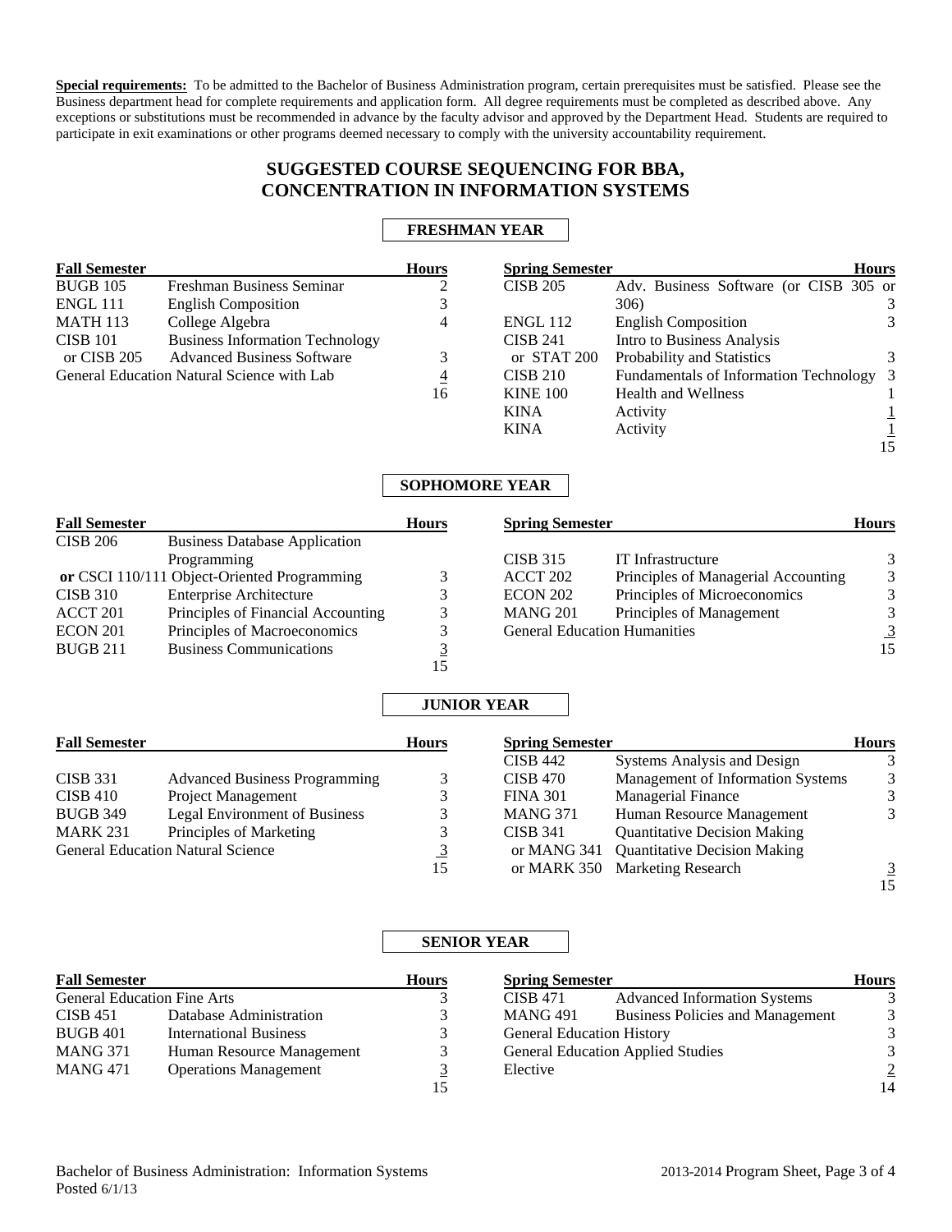**Special requirements:** To be admitted to the Bachelor of Business Administration program, certain prerequisites must be satisfied. Please see the Business department head for complete requirements and application form. All degree requirements must be completed as described above. Any exceptions or substitutions must be recommended in advance by the faculty advisor and approved by the Department Head. Students are required to participate in exit examinations or other programs deemed necessary to comply with the university accountability requirement.

## SUGGESTED COURSE SEQUENCING FOR BBA, CONCENTRATION IN INFORMATION SYSTEMS

### FRESHMAN YEAR

| Fall Semester | | Hours |
|---|---|---|
| BUGB 105 | Freshman Business Seminar | 2 |
| ENGL 111 | English Composition | 3 |
| MATH 113 | College Algebra | 4 |
| CISB 101 or CISB 205 | Business Information Technology or Advanced Business Software | 3 |
| General Education Natural Science with Lab | | 4 |
| | | 16 |

| Spring Semester | | Hours |
|---|---|---|
| CISB 205 | Adv. Business Software (or CISB 305 or 306) | 3 |
| ENGL 112 | English Composition | 3 |
| CISB 241 or STAT 200 | Intro to Business Analysis or Probability and Statistics | 3 |
| CISB 210 | Fundamentals of Information Technology | 3 |
| KINE 100 | Health and Wellness | 1 |
| KINA | Activity | 1 |
| KINA | Activity | 1 |
| | | 15 |

### SOPHOMORE YEAR

| Fall Semester | | Hours |
|---|---|---|
| CISB 206 or CSCI 110/111 | Business Database Application Programming or Object-Oriented Programming | 3 |
| CISB 310 | Enterprise Architecture | 3 |
| ACCT 201 | Principles of Financial Accounting | 3 |
| ECON 201 | Principles of Macroeconomics | 3 |
| BUGB 211 | Business Communications | 3 |
| | | 15 |

| Spring Semester | | Hours |
|---|---|---|
| CISB 315 | IT Infrastructure | 3 |
| ACCT 202 | Principles of Managerial Accounting | 3 |
| ECON 202 | Principles of Microeconomics | 3 |
| MANG 201 | Principles of Management | 3 |
| General Education Humanities | | 3 |
| | | 15 |

### JUNIOR YEAR

| Fall Semester | | Hours |
|---|---|---|
| CISB 331 | Advanced Business Programming | 3 |
| CISB 410 | Project Management | 3 |
| BUGB 349 | Legal Environment of Business | 3 |
| MARK 231 | Principles of Marketing | 3 |
| General Education Natural Science | | 3 |
| | | 15 |

| Spring Semester | | Hours |
|---|---|---|
| CISB 442 | Systems Analysis and Design | 3 |
| CISB 470 | Management of Information Systems | 3 |
| FINA 301 | Managerial Finance | 3 |
| MANG 371 | Human Resource Management | 3 |
| CISB 341 or MANG 341 or MARK 350 | Quantitative Decision Making or Quantitative Decision Making or Marketing Research | 3 |
| | | 15 |

### SENIOR YEAR

| Fall Semester | | Hours |
|---|---|---|
| General Education Fine Arts | | 3 |
| CISB 451 | Database Administration | 3 |
| BUGB 401 | International Business | 3 |
| MANG 371 | Human Resource Management | 3 |
| MANG 471 | Operations Management | 3 |
| | | 15 |

| Spring Semester | | Hours |
|---|---|---|
| CISB 471 | Advanced Information Systems | 3 |
| MANG 491 | Business Policies and Management | 3 |
| General Education History | | 3 |
| General Education Applied Studies | | 3 |
| Elective | | 2 |
| | | 14 |

Bachelor of Business Administration: Information Systems
Posted 6/1/13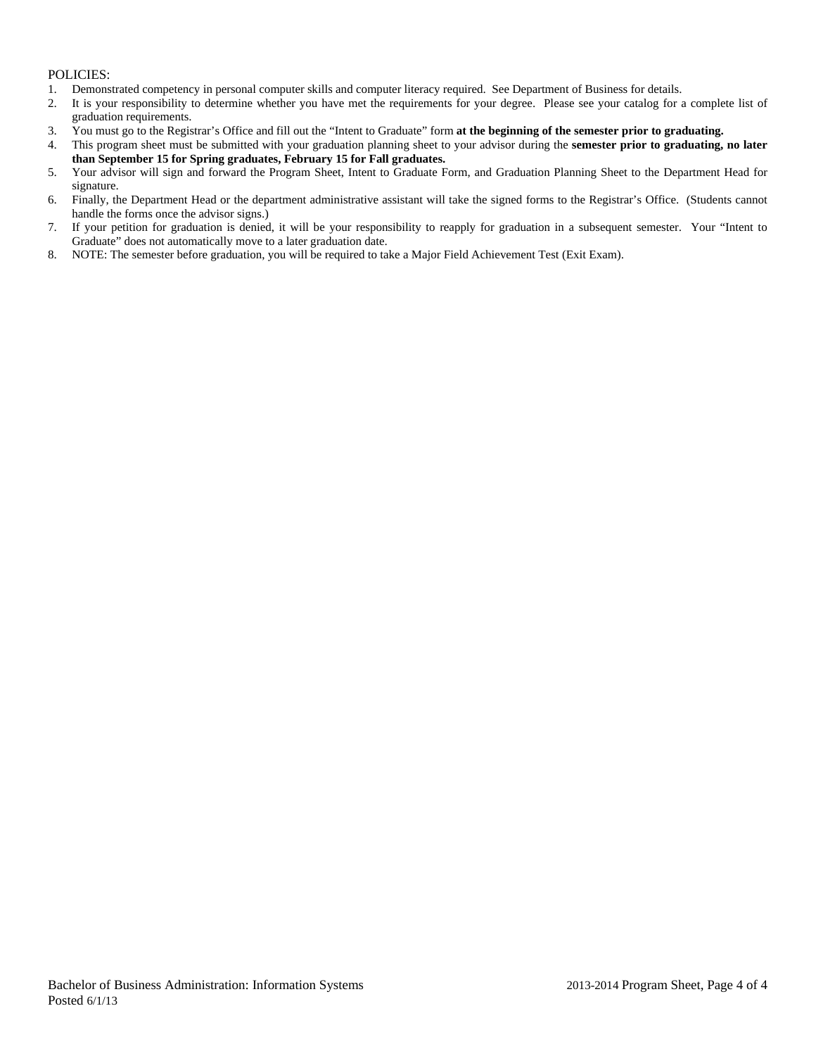POLICIES:

1. Demonstrated competency in personal computer skills and computer literacy required. See Department of Business for details.
2. It is your responsibility to determine whether you have met the requirements for your degree. Please see your catalog for a complete list of graduation requirements.
3. You must go to the Registrar's Office and fill out the "Intent to Graduate" form **at the beginning of the semester prior to graduating.**
4. This program sheet must be submitted with your graduation planning sheet to your advisor during the **semester prior to graduating, no later than September 15 for Spring graduates, February 15 for Fall graduates.**
5. Your advisor will sign and forward the Program Sheet, Intent to Graduate Form, and Graduation Planning Sheet to the Department Head for signature.
6. Finally, the Department Head or the department administrative assistant will take the signed forms to the Registrar's Office. (Students cannot handle the forms once the advisor signs.)
7. If your petition for graduation is denied, it will be your responsibility to reapply for graduation in a subsequent semester. Your "Intent to Graduate" does not automatically move to a later graduation date.
8. NOTE: The semester before graduation, you will be required to take a Major Field Achievement Test (Exit Exam).